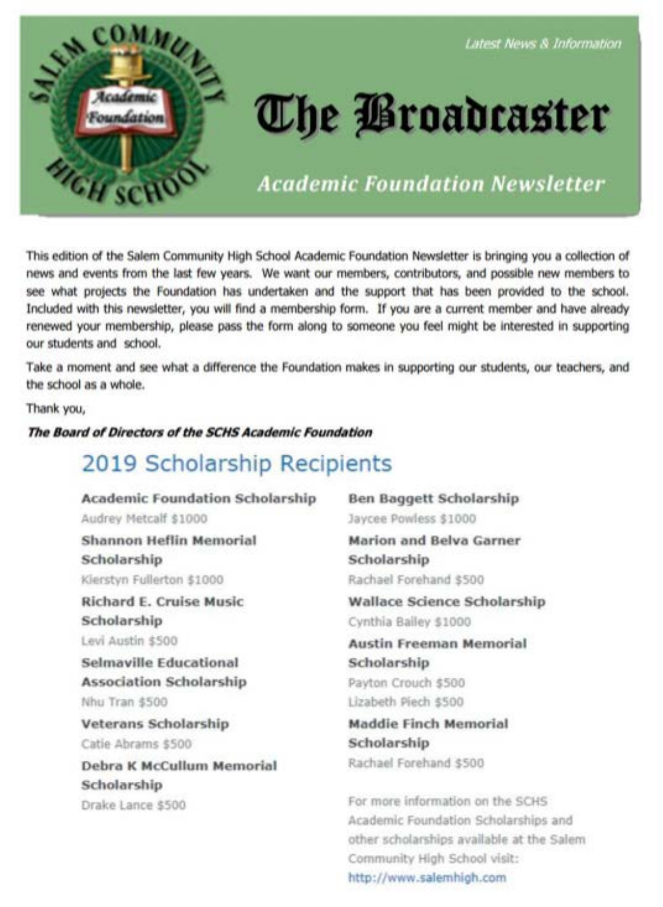Latest News & Information

# The Broadcaster

## Academic Foundation Newsletter

This edition of the Salem Community High School Academic Foundation Newsletter is bringing you a collection of news and events from the last few years. We want our members, contributors, and possible new members to see what projects the Foundation has undertaken and the support that has been provided to the school. Included with this newsletter, you will find a membership form. If you are a current member and have already renewed your membership, please pass the form along to someone you feel might be interested in supporting our students and school.

Take a moment and see what a difference the Foundation makes in supporting our students, our teachers, and the school as a whole.

Thank you,

***The Board of Directors of the SCHS Academic Foundation***

## 2019 Scholarship Recipients

**Academic Foundation Scholarship**
Audrey Metcalf $1000

**Shannon Heflin Memorial Scholarship**
Kierstyn Fullerton $1000

**Richard E. Cruise Music Scholarship**
Levi Austin $500

**Selmaville Educational Association Scholarship**
Nhu Tran $500

**Veterans Scholarship**
Catie Abrams $500

**Debra K McCullum Memorial Scholarship**
Drake Lance $500

**Ben Baggett Scholarship**
Jaycee Powless $1000

**Marion and Belva Garner Scholarship**
Rachael Forehand $500

**Wallace Science Scholarship**
Cynthia Bailey $1000

**Austin Freeman Memorial Scholarship**
Payton Crouch $500
Lizabeth Piech $500

**Maddie Finch Memorial Scholarship**
Rachael Forehand $500

For more information on the SCHS Academic Foundation Scholarships and other scholarships available at the Salem Community High School visit: http://www.salemhigh.com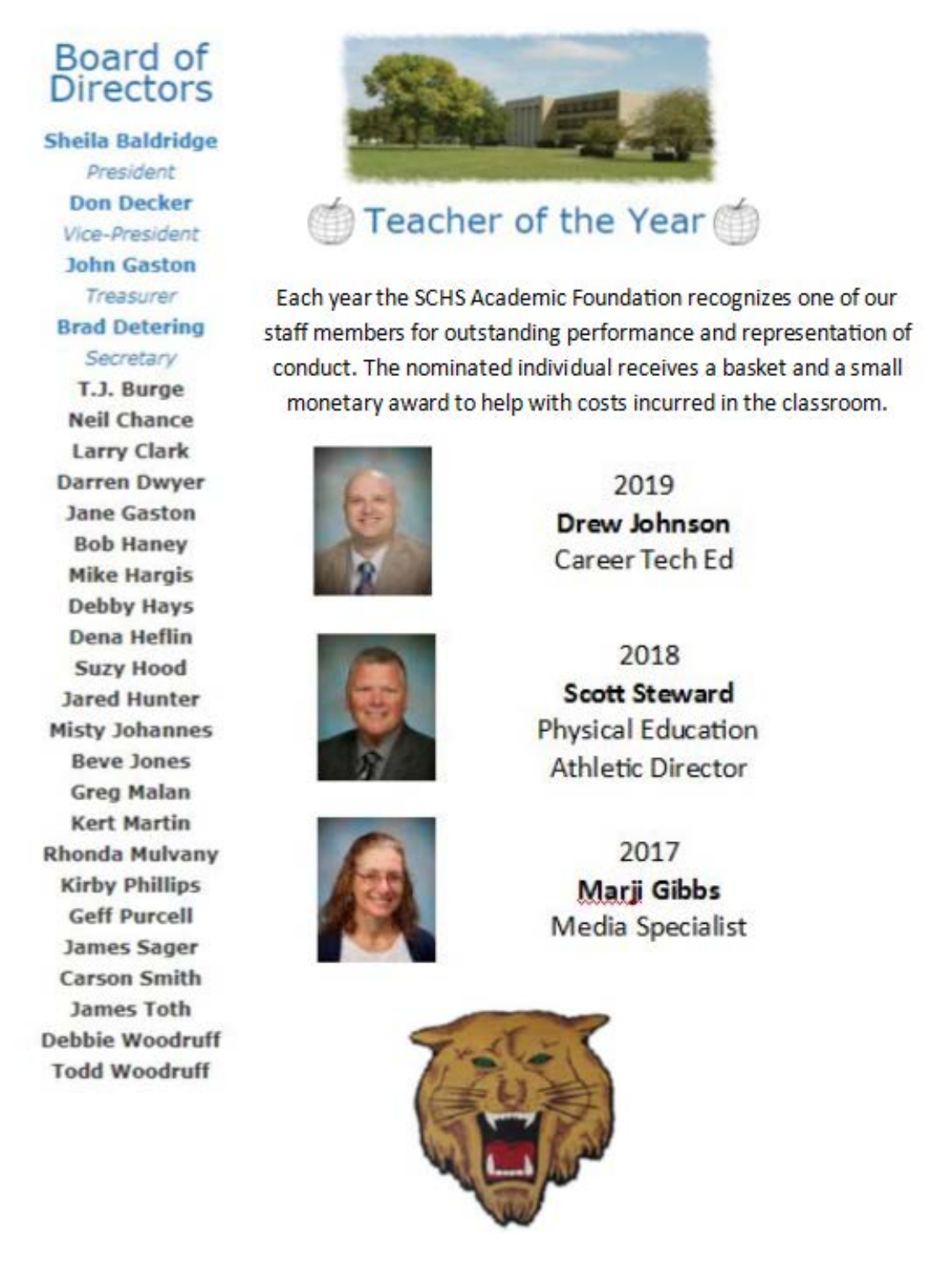## Board of Directors

**Sheila Baldridge**
*President*

**Don Decker**
*Vice-President*

**John Gaston**
*Treasurer*

**Brad Detering**
*Secretary*

**T.J. Burge**
**Neil Chance**
**Larry Clark**
**Darren Dwyer**
**Jane Gaston**
**Bob Haney**
**Mike Hargis**
**Debby Hays**
**Dena Heflin**
**Suzy Hood**
**Jared Hunter**
**Misty Johannes**
**Beve Jones**
**Greg Malan**
**Kert Martin**
**Rhonda Mulvany**
**Kirby Phillips**
**Geff Purcell**
**James Sager**
**Carson Smith**
**James Toth**
**Debbie Woodruff**
**Todd Woodruff**

# Teacher of the Year

Each year the SCHS Academic Foundation recognizes one of our staff members for outstanding performance and representation of conduct. The nominated individual receives a basket and a small monetary award to help with costs incurred in the classroom.

2019
**Drew Johnson**
Career Tech Ed

2018
**Scott Steward**
Physical Education
Athletic Director

2017
**Marji Gibbs**
Media Specialist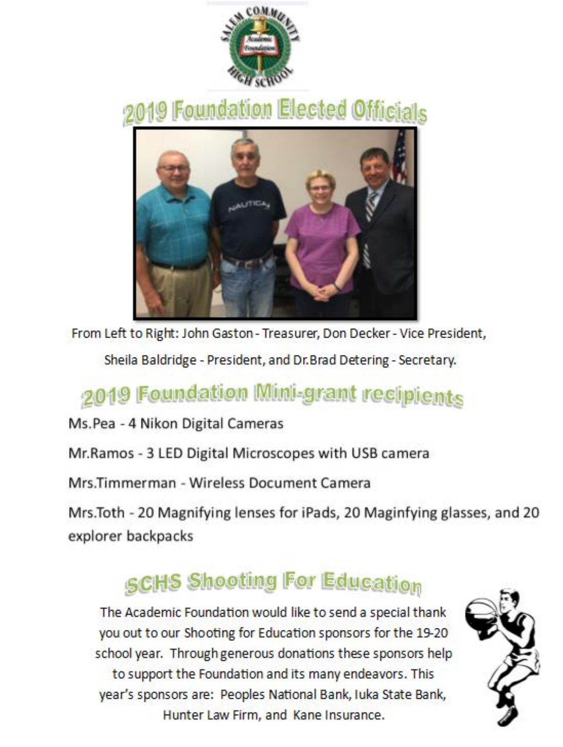## 2019 Foundation Elected Officials

From Left to Right: John Gaston - Treasurer, Don Decker - Vice President, Sheila Baldridge - President, and Dr.Brad Detering - Secretary.

## 2019 Foundation Mini-grant recipients

Ms.Pea - 4 Nikon Digital Cameras

Mr.Ramos - 3 LED Digital Microscopes with USB camera

Mrs.Timmerman - Wireless Document Camera

Mrs.Toth - 20 Magnifying lenses for iPads, 20 Maginfying glasses, and 20 explorer backpacks

## SCHS Shooting For Education

The Academic Foundation would like to send a special thank you out to our Shooting for Education sponsors for the 19-20 school year. Through generous donations these sponsors help to support the Foundation and its many endeavors. This year's sponsors are: Peoples National Bank, Iuka State Bank, Hunter Law Firm, and Kane Insurance.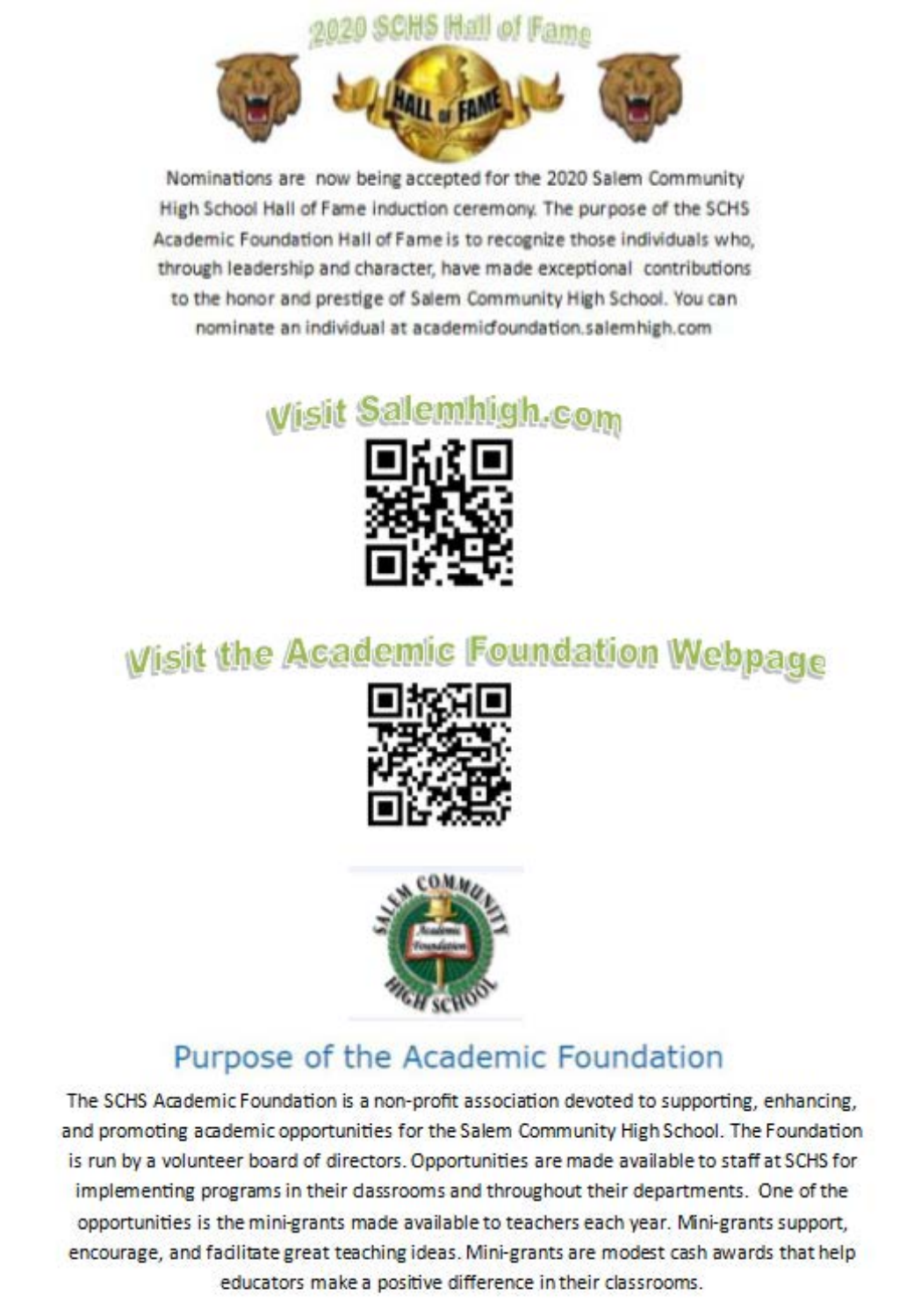# 2020 SCHS Hall of Fame

Nominations are now being accepted for the 2020 Salem Community High School Hall of Fame induction ceremony. The purpose of the SCHS Academic Foundation Hall of Fame is to recognize those individuals who, through leadership and character, have made exceptional contributions to the honor and prestige of Salem Community High School. You can nominate an individual at academicfoundation.salemhigh.com

## Visit Salemhigh.com

## Visit the Academic Foundation Webpage

## Purpose of the Academic Foundation

The SCHS Academic Foundation is a non-profit association devoted to supporting, enhancing, and promoting academic opportunities for the Salem Community High School. The Foundation is run by a volunteer board of directors. Opportunities are made available to staff at SCHS for implementing programs in their classrooms and throughout their departments. One of the opportunities is the mini-grants made available to teachers each year. Mini-grants support, encourage, and facilitate great teaching ideas. Mini-grants are modest cash awards that help educators make a positive difference in their classrooms.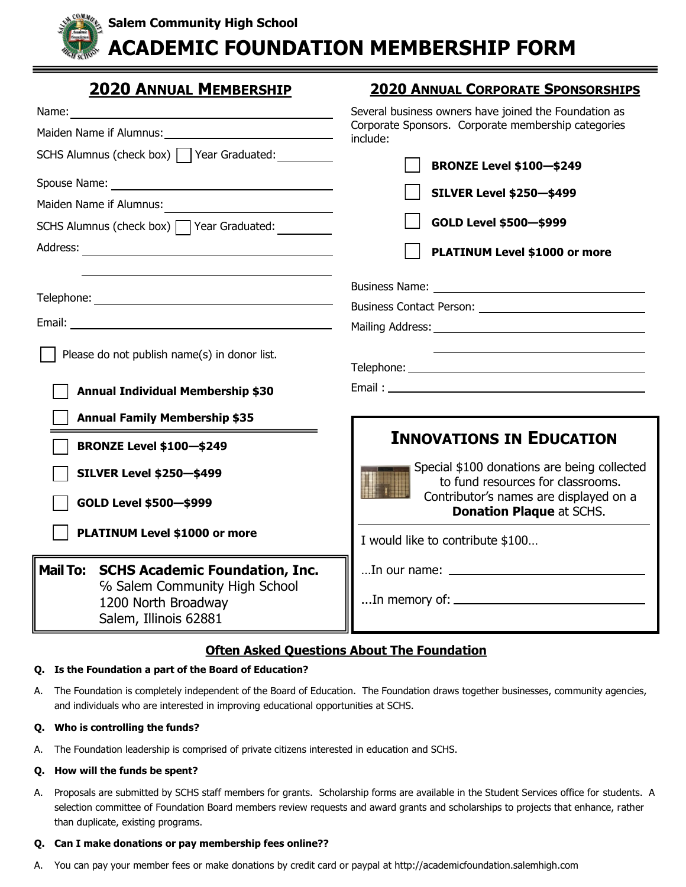Salem Community High School

# ACADEMIC FOUNDATION MEMBERSHIP FORM

## 2020 Annual Membership

Name: ____________________

Maiden Name if Alumnus: ____________________

SCHS Alumnus (check box) ☐ Year Graduated: ________

Spouse Name: ____________________

Maiden Name if Alumnus: ____________________

SCHS Alumnus (check box) ☐ Year Graduated: ________

Address: ____________________

____________________

Telephone: ____________________

Email: ____________________

☐ Please do not publish name(s) in donor list.

☐ **Annual Individual Membership $30**

☐ **Annual Family Membership $35**

☐ **BRONZE Level $100—$249**

☐ **SILVER Level $250—$499**

☐ **GOLD Level $500—$999**

☐ **PLATINUM Level $1000 or more**

**Mail To: SCHS Academic Foundation, Inc.**
℅ Salem Community High School
1200 North Broadway
Salem, Illinois 62881

## 2020 Annual Corporate Sponsorships

Several business owners have joined the Foundation as Corporate Sponsors. Corporate membership categories include:

☐ **BRONZE Level $100—$249**

☐ **SILVER Level $250—$499**

☐ **GOLD Level $500—$999**

☐ **PLATINUM Level $1000 or more**

Business Name: ____________________

Business Contact Person: ____________________

Mailing Address: ____________________

____________________

Telephone: ____________________

Email : ____________________

## Innovations in Education

Special $100 donations are being collected to fund resources for classrooms. Contributor's names are displayed on a **Donation Plaque** at SCHS.

I would like to contribute $100…

…In our name: ____________________

...In memory of: ____________________

## Often Asked Questions About The Foundation

**Q. Is the Foundation a part of the Board of Education?**

A. The Foundation is completely independent of the Board of Education. The Foundation draws together businesses, community agencies, and individuals who are interested in improving educational opportunities at SCHS.

**Q. Who is controlling the funds?**

A. The Foundation leadership is comprised of private citizens interested in education and SCHS.

**Q. How will the funds be spent?**

A. Proposals are submitted by SCHS staff members for grants. Scholarship forms are available in the Student Services office for students. A selection committee of Foundation Board members review requests and award grants and scholarships to projects that enhance, rather than duplicate, existing programs.

**Q. Can I make donations or pay membership fees online??**

A. You can pay your member fees or make donations by credit card or paypal at http://academicfoundation.salemhigh.com